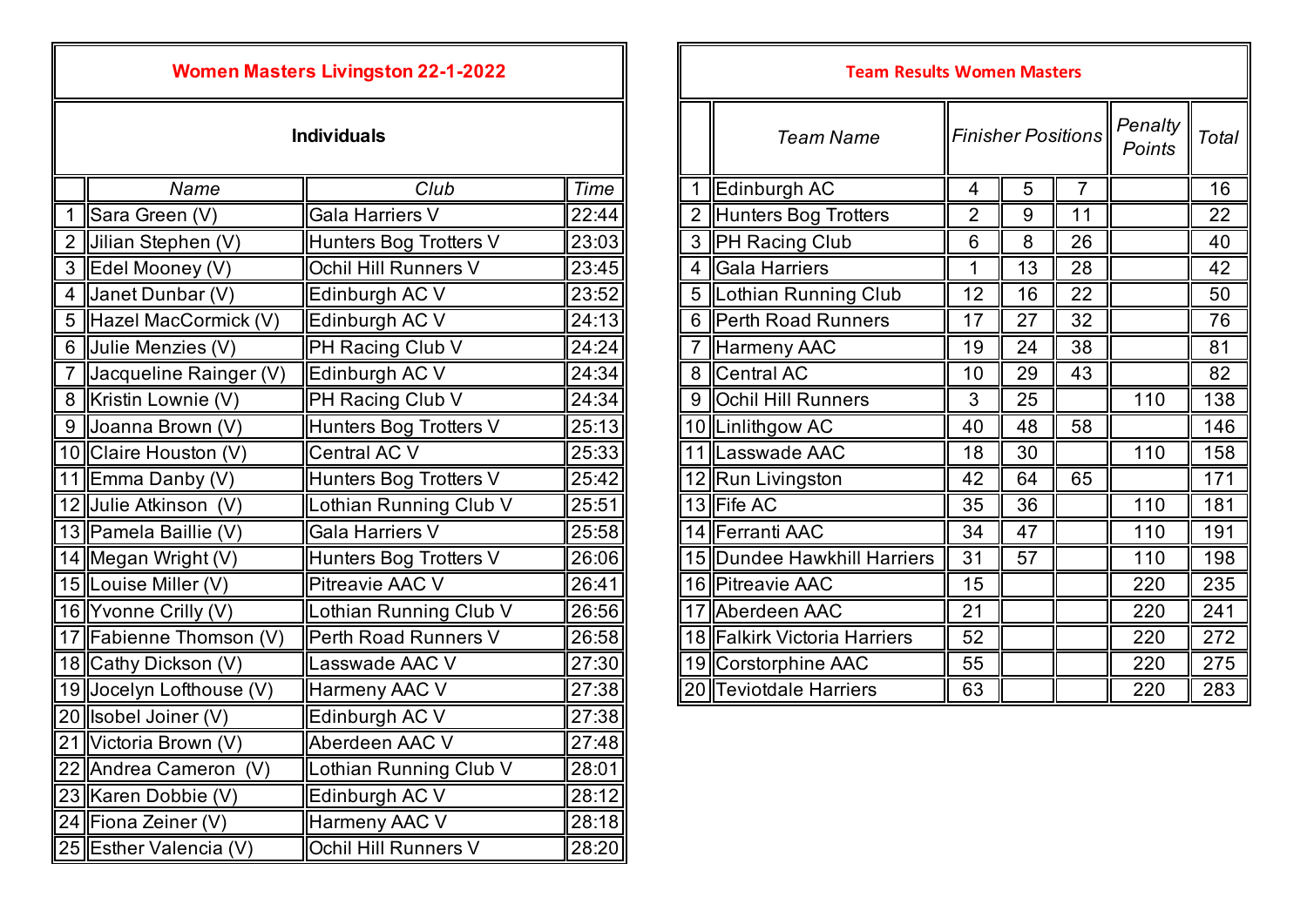## Women Masters Livingston 22-1-2022

### Individuals

| | Name | Club | Time |
|---|---|---|---|
| 1 | Sara Green (V) | Gala Harriers V | 22:44 |
| 2 | Jilian Stephen (V) | Hunters Bog Trotters V | 23:03 |
| 3 | Edel Mooney (V) | Ochil Hill Runners V | 23:45 |
| 4 | Janet Dunbar (V) | Edinburgh AC V | 23:52 |
| 5 | Hazel MacCormick (V) | Edinburgh AC V | 24:13 |
| 6 | Julie Menzies (V) | PH Racing Club V | 24:24 |
| 7 | Jacqueline Rainger (V) | Edinburgh AC V | 24:34 |
| 8 | Kristin Lownie (V) | PH Racing Club V | 24:34 |
| 9 | Joanna Brown (V) | Hunters Bog Trotters V | 25:13 |
| 10 | Claire Houston (V) | Central AC V | 25:33 |
| 11 | Emma Danby (V) | Hunters Bog Trotters V | 25:42 |
| 12 | Julie Atkinson (V) | Lothian Running Club V | 25:51 |
| 13 | Pamela Baillie (V) | Gala Harriers V | 25:58 |
| 14 | Megan Wright (V) | Hunters Bog Trotters V | 26:06 |
| 15 | Louise Miller (V) | Pitreavie AAC V | 26:41 |
| 16 | Yvonne Crilly (V) | Lothian Running Club V | 26:56 |
| 17 | Fabienne Thomson (V) | Perth Road Runners V | 26:58 |
| 18 | Cathy Dickson (V) | Lasswade AAC V | 27:30 |
| 19 | Jocelyn Lofthouse (V) | Harmeny AAC V | 27:38 |
| 20 | Isobel Joiner (V) | Edinburgh AC V | 27:38 |
| 21 | Victoria Brown (V) | Aberdeen AAC V | 27:48 |
| 22 | Andrea Cameron (V) | Lothian Running Club V | 28:01 |
| 23 | Karen Dobbie (V) | Edinburgh AC V | 28:12 |
| 24 | Fiona Zeiner (V) | Harmeny AAC V | 28:18 |
| 25 | Esther Valencia (V) | Ochil Hill Runners V | 28:20 |

## Team Results Women Masters

| | Team Name | Finisher Positions | | | Penalty Points | Total |
|---|---|---|---|---|---|---|
| 1 | Edinburgh AC | 4 | 5 | 7 | | 16 |
| 2 | Hunters Bog Trotters | 2 | 9 | 11 | | 22 |
| 3 | PH Racing Club | 6 | 8 | 26 | | 40 |
| 4 | Gala Harriers | 1 | 13 | 28 | | 42 |
| 5 | Lothian Running Club | 12 | 16 | 22 | | 50 |
| 6 | Perth Road Runners | 17 | 27 | 32 | | 76 |
| 7 | Harmeny AAC | 19 | 24 | 38 | | 81 |
| 8 | Central AC | 10 | 29 | 43 | | 82 |
| 9 | Ochil Hill Runners | 3 | 25 | | 110 | 138 |
| 10 | Linlithgow AC | 40 | 48 | 58 | | 146 |
| 11 | Lasswade AAC | 18 | 30 | | 110 | 158 |
| 12 | Run Livingston | 42 | 64 | 65 | | 171 |
| 13 | Fife AC | 35 | 36 | | 110 | 181 |
| 14 | Ferranti AAC | 34 | 47 | | 110 | 191 |
| 15 | Dundee Hawkhill Harriers | 31 | 57 | | 110 | 198 |
| 16 | Pitreavie AAC | 15 | | | 220 | 235 |
| 17 | Aberdeen AAC | 21 | | | 220 | 241 |
| 18 | Falkirk Victoria Harriers | 52 | | | 220 | 272 |
| 19 | Corstorphine AAC | 55 | | | 220 | 275 |
| 20 | Teviotdale Harriers | 63 | | | 220 | 283 |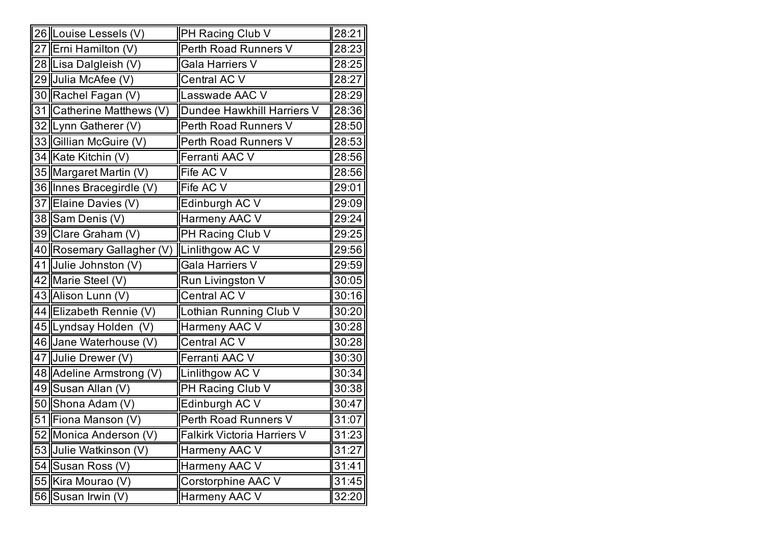| | | | |
|---|---|---|---|
| 26 | Louise Lessels (V) | PH Racing Club V | 28:21 |
| 27 | Erni Hamilton (V) | Perth Road Runners V | 28:23 |
| 28 | Lisa Dalgleish (V) | Gala Harriers V | 28:25 |
| 29 | Julia McAfee (V) | Central AC V | 28:27 |
| 30 | Rachel Fagan (V) | Lasswade AAC V | 28:29 |
| 31 | Catherine Matthews (V) | Dundee Hawkhill Harriers V | 28:36 |
| 32 | Lynn Gatherer (V) | Perth Road Runners V | 28:50 |
| 33 | Gillian McGuire (V) | Perth Road Runners V | 28:53 |
| 34 | Kate Kitchin (V) | Ferranti AAC V | 28:56 |
| 35 | Margaret Martin (V) | Fife AC V | 28:56 |
| 36 | Innes Bracegirdle (V) | Fife AC V | 29:01 |
| 37 | Elaine Davies (V) | Edinburgh AC V | 29:09 |
| 38 | Sam Denis (V) | Harmeny AAC V | 29:24 |
| 39 | Clare Graham (V) | PH Racing Club V | 29:25 |
| 40 | Rosemary Gallagher (V) | Linlithgow AC V | 29:56 |
| 41 | Julie Johnston (V) | Gala Harriers V | 29:59 |
| 42 | Marie Steel (V) | Run Livingston V | 30:05 |
| 43 | Alison Lunn (V) | Central AC V | 30:16 |
| 44 | Elizabeth Rennie (V) | Lothian Running Club V | 30:20 |
| 45 | Lyndsay Holden (V) | Harmeny AAC V | 30:28 |
| 46 | Jane Waterhouse (V) | Central AC V | 30:28 |
| 47 | Julie Drewer (V) | Ferranti AAC V | 30:30 |
| 48 | Adeline Armstrong (V) | Linlithgow AC V | 30:34 |
| 49 | Susan Allan (V) | PH Racing Club V | 30:38 |
| 50 | Shona Adam (V) | Edinburgh AC V | 30:47 |
| 51 | Fiona Manson (V) | Perth Road Runners V | 31:07 |
| 52 | Monica Anderson (V) | Falkirk Victoria Harriers V | 31:23 |
| 53 | Julie Watkinson (V) | Harmeny AAC V | 31:27 |
| 54 | Susan Ross (V) | Harmeny AAC V | 31:41 |
| 55 | Kira Mourao (V) | Corstorphine AAC V | 31:45 |
| 56 | Susan Irwin (V) | Harmeny AAC V | 32:20 |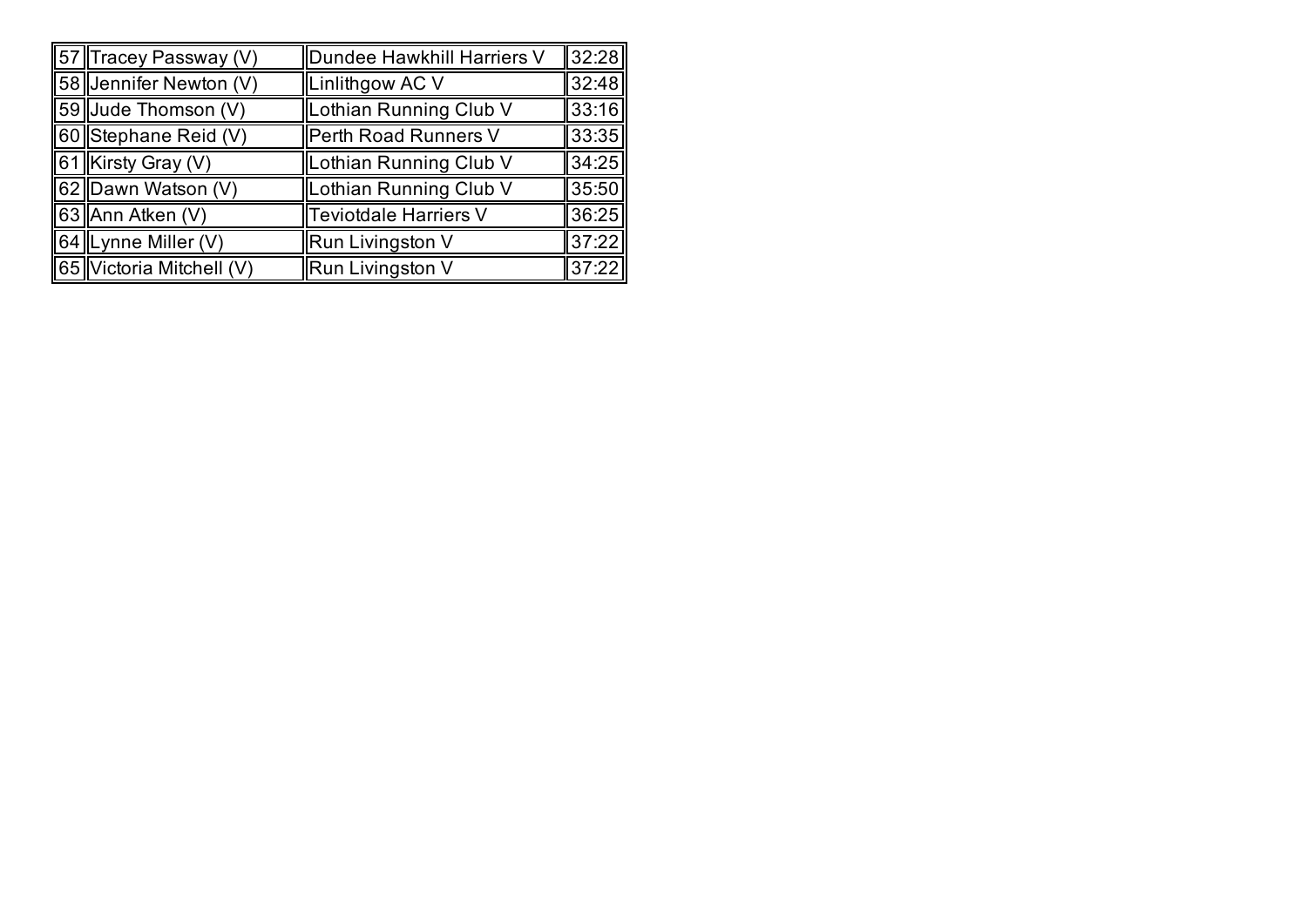| | | | |
|---|---|---|---|
| 57 | Tracey Passway (V) | Dundee Hawkhill Harriers V | 32:28 |
| 58 | Jennifer Newton (V) | Linlithgow AC V | 32:48 |
| 59 | Jude Thomson (V) | Lothian Running Club V | 33:16 |
| 60 | Stephane Reid (V) | Perth Road Runners V | 33:35 |
| 61 | Kirsty Gray (V) | Lothian Running Club V | 34:25 |
| 62 | Dawn Watson (V) | Lothian Running Club V | 35:50 |
| 63 | Ann Atken (V) | Teviotdale Harriers V | 36:25 |
| 64 | Lynne Miller (V) | Run Livingston V | 37:22 |
| 65 | Victoria Mitchell (V) | Run Livingston V | 37:22 |